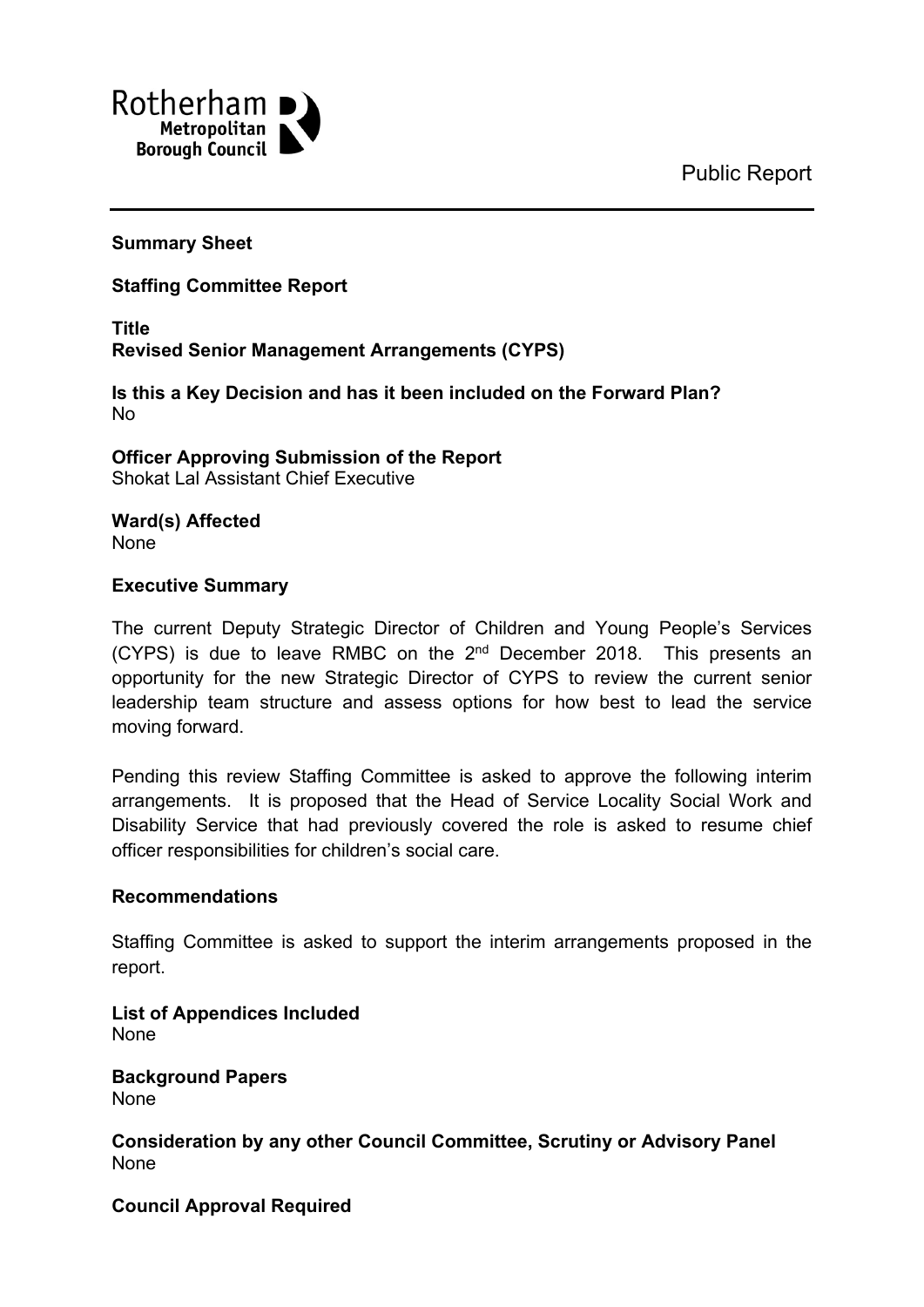Rotherham Metropolitan Borough Council

Public Report

**Summary Sheet**

**Staffing Committee Report**

**Title**
**Revised Senior Management Arrangements (CYPS)**

**Is this a Key Decision and has it been included on the Forward Plan?**
No

**Officer Approving Submission of the Report**
Shokat Lal Assistant Chief Executive

**Ward(s) Affected**
None

**Executive Summary**

The current Deputy Strategic Director of Children and Young People's Services (CYPS) is due to leave RMBC on the 2nd December 2018. This presents an opportunity for the new Strategic Director of CYPS to review the current senior leadership team structure and assess options for how best to lead the service moving forward.

Pending this review Staffing Committee is asked to approve the following interim arrangements. It is proposed that the Head of Service Locality Social Work and Disability Service that had previously covered the role is asked to resume chief officer responsibilities for children's social care.

**Recommendations**

Staffing Committee is asked to support the interim arrangements proposed in the report.

**List of Appendices Included**
None

**Background Papers**
None

**Consideration by any other Council Committee, Scrutiny or Advisory Panel**
None

**Council Approval Required**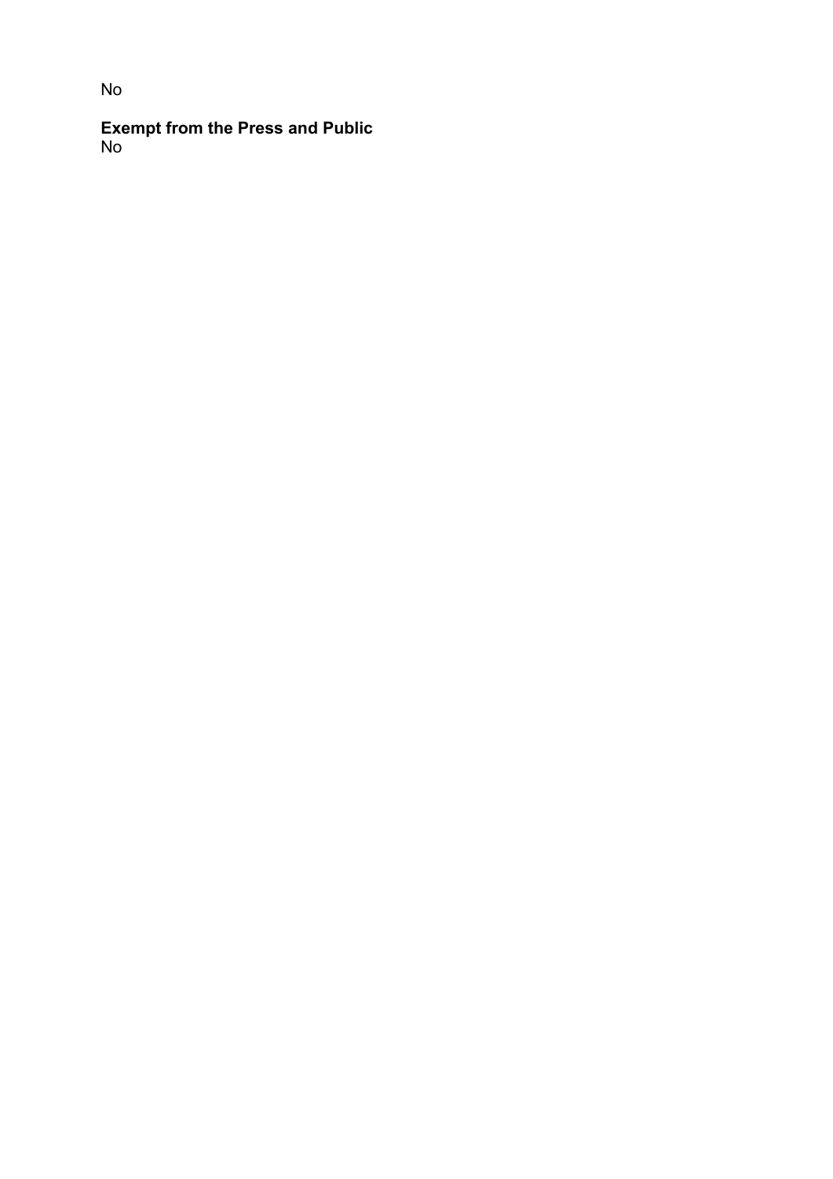No

**Exempt from the Press and Public**
No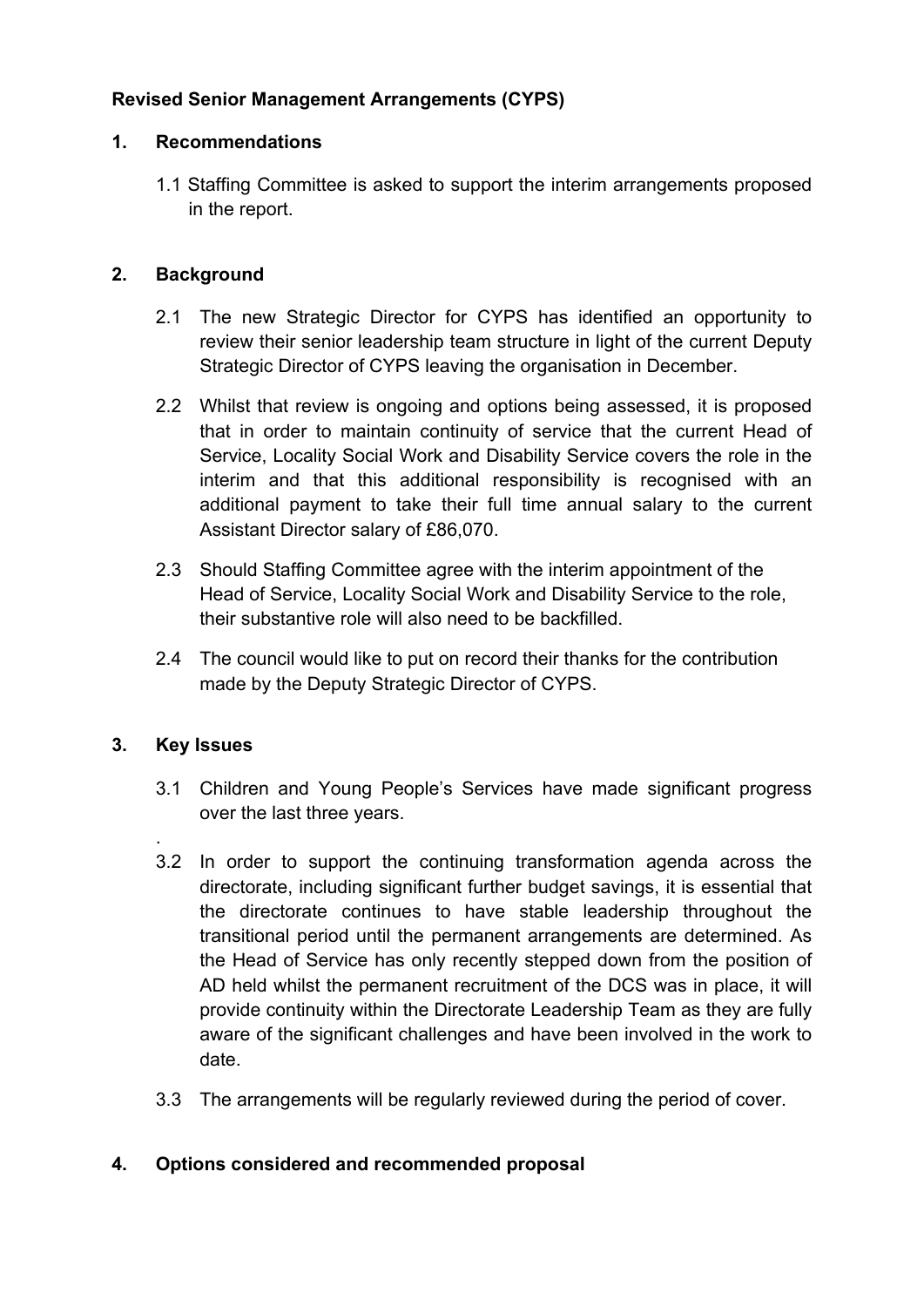**Revised Senior Management Arrangements (CYPS)**

**1. Recommendations**

1.1 Staffing Committee is asked to support the interim arrangements proposed in the report.

**2. Background**

2.1 The new Strategic Director for CYPS has identified an opportunity to review their senior leadership team structure in light of the current Deputy Strategic Director of CYPS leaving the organisation in December.

2.2 Whilst that review is ongoing and options being assessed, it is proposed that in order to maintain continuity of service that the current Head of Service, Locality Social Work and Disability Service covers the role in the interim and that this additional responsibility is recognised with an additional payment to take their full time annual salary to the current Assistant Director salary of £86,070.

2.3 Should Staffing Committee agree with the interim appointment of the Head of Service, Locality Social Work and Disability Service to the role, their substantive role will also need to be backfilled.

2.4 The council would like to put on record their thanks for the contribution made by the Deputy Strategic Director of CYPS.

**3. Key Issues**

3.1 Children and Young People's Services have made significant progress over the last three years.

.

3.2 In order to support the continuing transformation agenda across the directorate, including significant further budget savings, it is essential that the directorate continues to have stable leadership throughout the transitional period until the permanent arrangements are determined. As the Head of Service has only recently stepped down from the position of AD held whilst the permanent recruitment of the DCS was in place, it will provide continuity within the Directorate Leadership Team as they are fully aware of the significant challenges and have been involved in the work to date.

3.3 The arrangements will be regularly reviewed during the period of cover.

**4. Options considered and recommended proposal**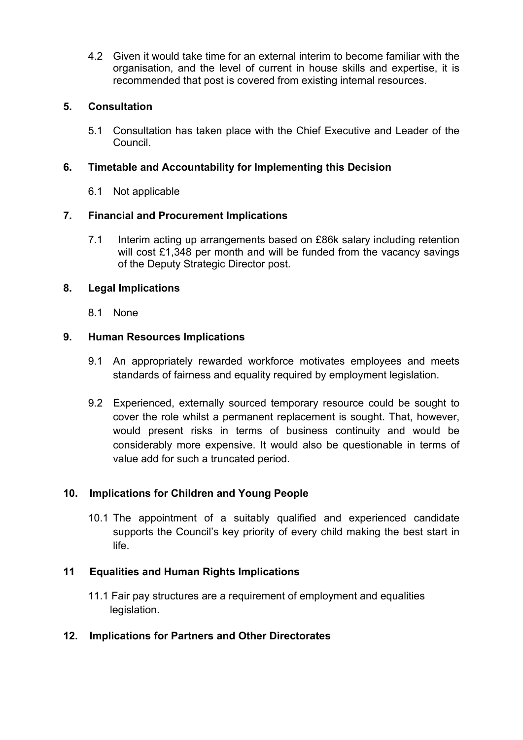4.2 Given it would take time for an external interim to become familiar with the organisation, and the level of current in house skills and expertise, it is recommended that post is covered from existing internal resources.

## 5. Consultation

5.1 Consultation has taken place with the Chief Executive and Leader of the Council.

## 6. Timetable and Accountability for Implementing this Decision

6.1 Not applicable

## 7. Financial and Procurement Implications

7.1 Interim acting up arrangements based on £86k salary including retention will cost £1,348 per month and will be funded from the vacancy savings of the Deputy Strategic Director post.

## 8. Legal Implications

8.1 None

## 9. Human Resources Implications

9.1 An appropriately rewarded workforce motivates employees and meets standards of fairness and equality required by employment legislation.

9.2 Experienced, externally sourced temporary resource could be sought to cover the role whilst a permanent replacement is sought. That, however, would present risks in terms of business continuity and would be considerably more expensive. It would also be questionable in terms of value add for such a truncated period.

## 10. Implications for Children and Young People

10.1 The appointment of a suitably qualified and experienced candidate supports the Council's key priority of every child making the best start in life.

## 11 Equalities and Human Rights Implications

11.1 Fair pay structures are a requirement of employment and equalities legislation.

## 12. Implications for Partners and Other Directorates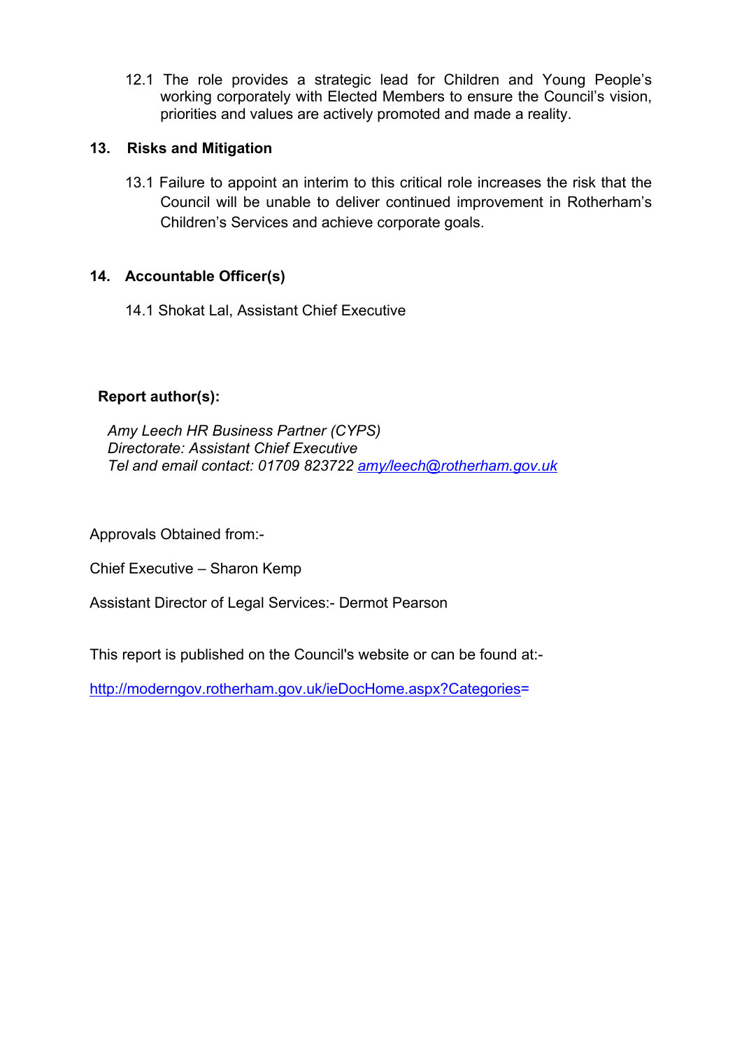12.1 The role provides a strategic lead for Children and Young People's working corporately with Elected Members to ensure the Council's vision, priorities and values are actively promoted and made a reality.

## 13. Risks and Mitigation

13.1 Failure to appoint an interim to this critical role increases the risk that the Council will be unable to deliver continued improvement in Rotherham's Children's Services and achieve corporate goals.

## 14. Accountable Officer(s)

14.1 Shokat Lal, Assistant Chief Executive

**Report author(s):**

*Amy Leech HR Business Partner (CYPS)*
*Directorate: Assistant Chief Executive*
*Tel and email contact: 01709 823722 amy/leech@rotherham.gov.uk*

Approvals Obtained from:-

Chief Executive – Sharon Kemp

Assistant Director of Legal Services:- Dermot Pearson

This report is published on the Council's website or can be found at:-

http://moderngov.rotherham.gov.uk/ieDocHome.aspx?Categories=